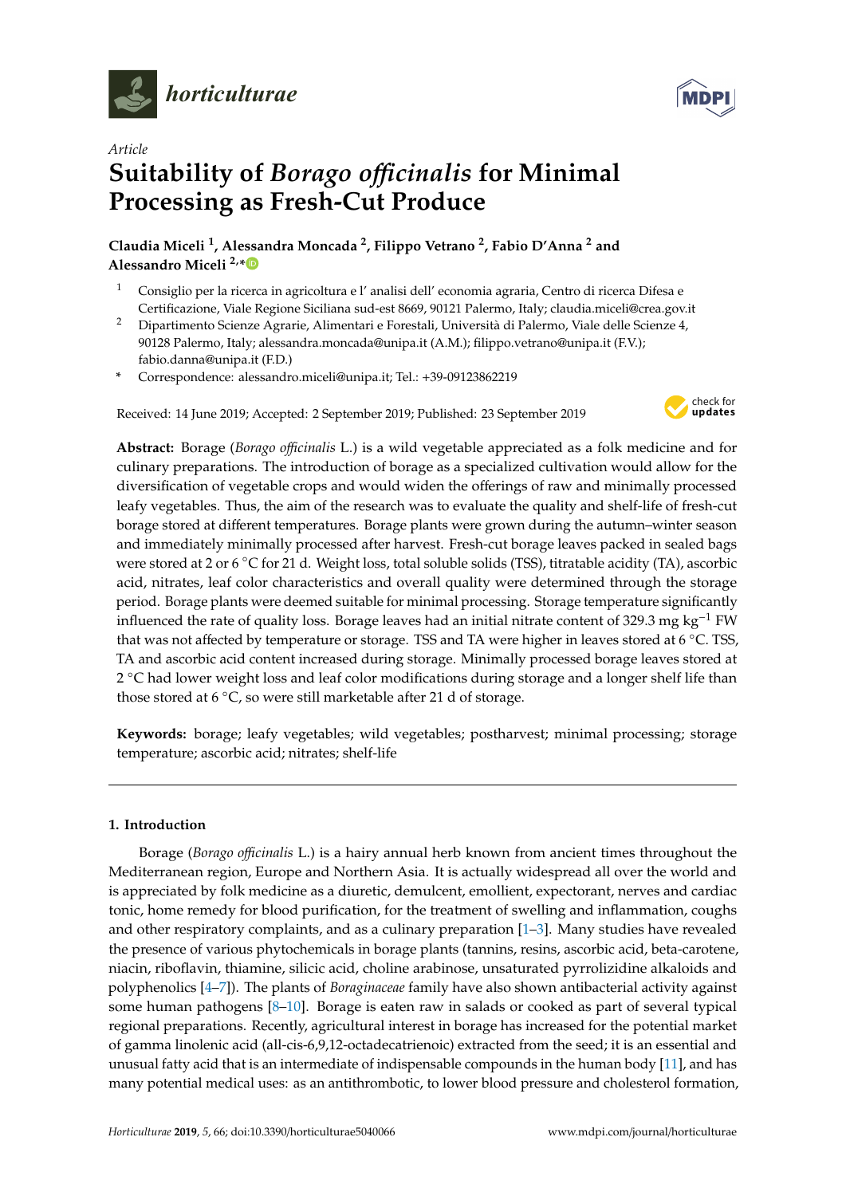*Article*

# Suitability of *Borago officinalis* for Minimal Processing as Fresh-Cut Produce

**Claudia Miceli [1], Alessandra Moncada [2], Filippo Vetrano [2], Fabio D'Anna [2] and Alessandro Miceli [2,*]**

[1] Consiglio per la ricerca in agricoltura e l' analisi dell' economia agraria, Centro di ricerca Difesa e Certificazione, Viale Regione Siciliana sud-est 8669, 90121 Palermo, Italy; claudia.miceli@crea.gov.it

[2] Dipartimento Scienze Agrarie, Alimentari e Forestali, Università di Palermo, Viale delle Scienze 4, 90128 Palermo, Italy; alessandra.moncada@unipa.it (A.M.); filippo.vetrano@unipa.it (F.V.); fabio.danna@unipa.it (F.D.)

\* Correspondence: alessandro.miceli@unipa.it; Tel.: +39-09123862219

Received: 14 June 2019; Accepted: 2 September 2019; Published: 23 September 2019

**Abstract:** Borage (*Borago officinalis* L.) is a wild vegetable appreciated as a folk medicine and for culinary preparations. The introduction of borage as a specialized cultivation would allow for the diversification of vegetable crops and would widen the offerings of raw and minimally processed leafy vegetables. Thus, the aim of the research was to evaluate the quality and shelf-life of fresh-cut borage stored at different temperatures. Borage plants were grown during the autumn–winter season and immediately minimally processed after harvest. Fresh-cut borage leaves packed in sealed bags were stored at 2 or 6 °C for 21 d. Weight loss, total soluble solids (TSS), titratable acidity (TA), ascorbic acid, nitrates, leaf color characteristics and overall quality were determined through the storage period. Borage plants were deemed suitable for minimal processing. Storage temperature significantly influenced the rate of quality loss. Borage leaves had an initial nitrate content of 329.3 mg $kg^{-1}$ FW that was not affected by temperature or storage. TSS and TA were higher in leaves stored at 6 °C. TSS, TA and ascorbic acid content increased during storage. Minimally processed borage leaves stored at 2 °C had lower weight loss and leaf color modifications during storage and a longer shelf life than those stored at 6 °C, so were still marketable after 21 d of storage.

**Keywords:** borage; leafy vegetables; wild vegetables; postharvest; minimal processing; storage temperature; ascorbic acid; nitrates; shelf-life

## 1. Introduction

Borage (*Borago officinalis* L.) is a hairy annual herb known from ancient times throughout the Mediterranean region, Europe and Northern Asia. It is actually widespread all over the world and is appreciated by folk medicine as a diuretic, demulcent, emollient, expectorant, nerves and cardiac tonic, home remedy for blood purification, for the treatment of swelling and inflammation, coughs and other respiratory complaints, and as a culinary preparation [1–3]. Many studies have revealed the presence of various phytochemicals in borage plants (tannins, resins, ascorbic acid, beta-carotene, niacin, riboflavin, thiamine, silicic acid, choline arabinose, unsaturated pyrrolizidine alkaloids and polyphenolics [4–7]). The plants of *Boraginaceae* family have also shown antibacterial activity against some human pathogens [8–10]. Borage is eaten raw in salads or cooked as part of several typical regional preparations. Recently, agricultural interest in borage has increased for the potential market of gamma linolenic acid (all-cis-6,9,12-octadecatrienoic) extracted from the seed; it is an essential and unusual fatty acid that is an intermediate of indispensable compounds in the human body [11], and has many potential medical uses: as an antithrombotic, to lower blood pressure and cholesterol formation,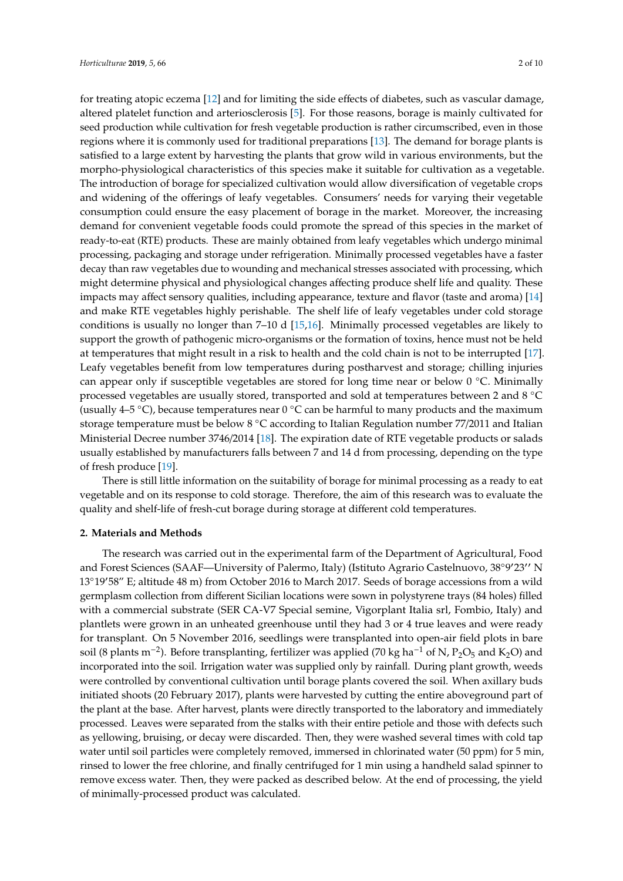for treating atopic eczema [12] and for limiting the side effects of diabetes, such as vascular damage, altered platelet function and arteriosclerosis [5]. For those reasons, borage is mainly cultivated for seed production while cultivation for fresh vegetable production is rather circumscribed, even in those regions where it is commonly used for traditional preparations [13]. The demand for borage plants is satisfied to a large extent by harvesting the plants that grow wild in various environments, but the morpho-physiological characteristics of this species make it suitable for cultivation as a vegetable. The introduction of borage for specialized cultivation would allow diversification of vegetable crops and widening of the offerings of leafy vegetables. Consumers' needs for varying their vegetable consumption could ensure the easy placement of borage in the market. Moreover, the increasing demand for convenient vegetable foods could promote the spread of this species in the market of ready-to-eat (RTE) products. These are mainly obtained from leafy vegetables which undergo minimal processing, packaging and storage under refrigeration. Minimally processed vegetables have a faster decay than raw vegetables due to wounding and mechanical stresses associated with processing, which might determine physical and physiological changes affecting produce shelf life and quality. These impacts may affect sensory qualities, including appearance, texture and flavor (taste and aroma) [14] and make RTE vegetables highly perishable. The shelf life of leafy vegetables under cold storage conditions is usually no longer than 7–10 d [15,16]. Minimally processed vegetables are likely to support the growth of pathogenic micro-organisms or the formation of toxins, hence must not be held at temperatures that might result in a risk to health and the cold chain is not to be interrupted [17]. Leafy vegetables benefit from low temperatures during postharvest and storage; chilling injuries can appear only if susceptible vegetables are stored for long time near or below 0 °C. Minimally processed vegetables are usually stored, transported and sold at temperatures between 2 and 8 °C (usually 4–5 °C), because temperatures near 0 °C can be harmful to many products and the maximum storage temperature must be below 8 °C according to Italian Regulation number 77/2011 and Italian Ministerial Decree number 3746/2014 [18]. The expiration date of RTE vegetable products or salads usually established by manufacturers falls between 7 and 14 d from processing, depending on the type of fresh produce [19].

There is still little information on the suitability of borage for minimal processing as a ready to eat vegetable and on its response to cold storage. Therefore, the aim of this research was to evaluate the quality and shelf-life of fresh-cut borage during storage at different cold temperatures.

## 2. Materials and Methods

The research was carried out in the experimental farm of the Department of Agricultural, Food and Forest Sciences (SAAF—University of Palermo, Italy) (Istituto Agrario Castelnuovo, 38°9′23′′ N 13°19′58′′ E; altitude 48 m) from October 2016 to March 2017. Seeds of borage accessions from a wild germplasm collection from different Sicilian locations were sown in polystyrene trays (84 holes) filled with a commercial substrate (SER CA-V7 Special semine, Vigorplant Italia srl, Fombio, Italy) and plantlets were grown in an unheated greenhouse until they had 3 or 4 true leaves and were ready for transplant. On 5 November 2016, seedlings were transplanted into open-air field plots in bare soil (8 plants $m^{-2}$). Before transplanting, fertilizer was applied (70 kg $ha^{-1}$ of N, $P_2O_5$ and $K_2O$) and incorporated into the soil. Irrigation water was supplied only by rainfall. During plant growth, weeds were controlled by conventional cultivation until borage plants covered the soil. When axillary buds initiated shoots (20 February 2017), plants were harvested by cutting the entire aboveground part of the plant at the base. After harvest, plants were directly transported to the laboratory and immediately processed. Leaves were separated from the stalks with their entire petiole and those with defects such as yellowing, bruising, or decay were discarded. Then, they were washed several times with cold tap water until soil particles were completely removed, immersed in chlorinated water (50 ppm) for 5 min, rinsed to lower the free chlorine, and finally centrifuged for 1 min using a handheld salad spinner to remove excess water. Then, they were packed as described below. At the end of processing, the yield of minimally-processed product was calculated.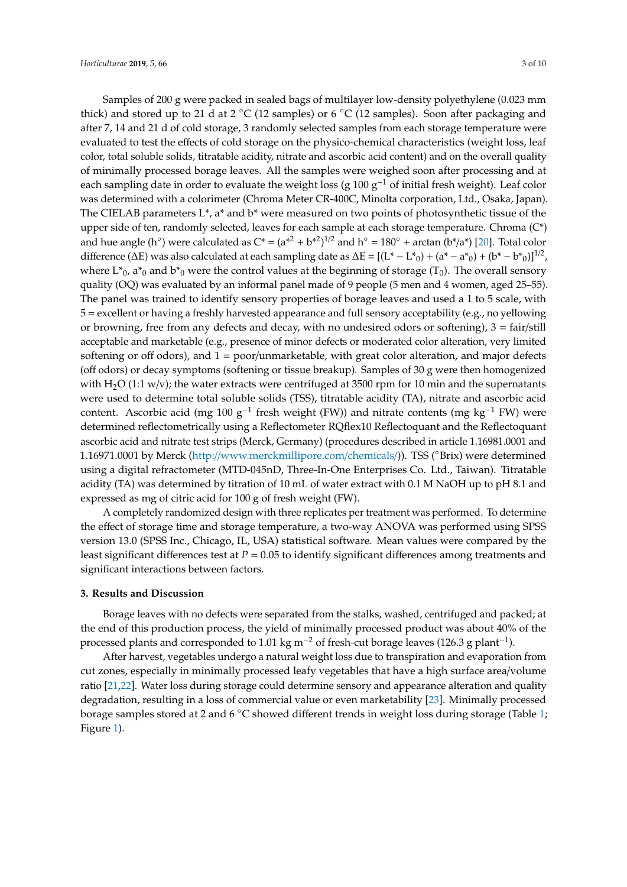Samples of 200 g were packed in sealed bags of multilayer low-density polyethylene (0.023 mm thick) and stored up to 21 d at 2 °C (12 samples) or 6 °C (12 samples). Soon after packaging and after 7, 14 and 21 d of cold storage, 3 randomly selected samples from each storage temperature were evaluated to test the effects of cold storage on the physico-chemical characteristics (weight loss, leaf color, total soluble solids, titratable acidity, nitrate and ascorbic acid content) and on the overall quality of minimally processed borage leaves. All the samples were weighed soon after processing and at each sampling date in order to evaluate the weight loss (g 100 $g^{-1}$ of initial fresh weight). Leaf color was determined with a colorimeter (Chroma Meter CR-400C, Minolta corporation, Ltd., Osaka, Japan). The CIELAB parameters L*, a* and b* were measured on two points of photosynthetic tissue of the upper side of ten, randomly selected, leaves for each sample at each storage temperature. Chroma (C*) and hue angle (h°) were calculated as $C^* = (a^{*2} + b^{*2})^{1/2}$ and $h° = 180° + \arctan(b^*/a^*)$ [20]. Total color difference (ΔE) was also calculated at each sampling date as $\Delta E = [(L^* - L^*_0) + (a^* - a^*_0) + (b^* - b^*_0)]^{1/2}$, where $L^*_0$, $a^*_0$ and $b^*_0$ were the control values at the beginning of storage ($T_0$). The overall sensory quality (OQ) was evaluated by an informal panel made of 9 people (5 men and 4 women, aged 25–55). The panel was trained to identify sensory properties of borage leaves and used a 1 to 5 scale, with 5 = excellent or having a freshly harvested appearance and full sensory acceptability (e.g., no yellowing or browning, free from any defects and decay, with no undesired odors or softening), 3 = fair/still acceptable and marketable (e.g., presence of minor defects or moderated color alteration, very limited softening or off odors), and 1 = poor/unmarketable, with great color alteration, and major defects (off odors) or decay symptoms (softening or tissue breakup). Samples of 30 g were then homogenized with $H_2O$ (1:1 w/v); the water extracts were centrifuged at 3500 rpm for 10 min and the supernatants were used to determine total soluble solids (TSS), titratable acidity (TA), nitrate and ascorbic acid content. Ascorbic acid (mg 100 $g^{-1}$ fresh weight (FW)) and nitrate contents (mg $kg^{-1}$ FW) were determined reflectometrically using a Reflectometer RQflex10 Reflectoquant and the Reflectoquant ascorbic acid and nitrate test strips (Merck, Germany) (procedures described in article 1.16981.0001 and 1.16971.0001 by Merck (http://www.merckmillipore.com/chemicals/)). TSS (°Brix) were determined using a digital refractometer (MTD-045nD, Three-In-One Enterprises Co. Ltd., Taiwan). Titratable acidity (TA) was determined by titration of 10 mL of water extract with 0.1 M NaOH up to pH 8.1 and expressed as mg of citric acid for 100 g of fresh weight (FW).

A completely randomized design with three replicates per treatment was performed. To determine the effect of storage time and storage temperature, a two-way ANOVA was performed using SPSS version 13.0 (SPSS Inc., Chicago, IL, USA) statistical software. Mean values were compared by the least significant differences test at $P = 0.05$ to identify significant differences among treatments and significant interactions between factors.

### 3. Results and Discussion

Borage leaves with no defects were separated from the stalks, washed, centrifuged and packed; at the end of this production process, the yield of minimally processed product was about 40% of the processed plants and corresponded to 1.01 kg $m^{-2}$ of fresh-cut borage leaves (126.3 g $plant^{-1}$).

After harvest, vegetables undergo a natural weight loss due to transpiration and evaporation from cut zones, especially in minimally processed leafy vegetables that have a high surface area/volume ratio [21,22]. Water loss during storage could determine sensory and appearance alteration and quality degradation, resulting in a loss of commercial value or even marketability [23]. Minimally processed borage samples stored at 2 and 6 °C showed different trends in weight loss during storage (Table 1; Figure 1).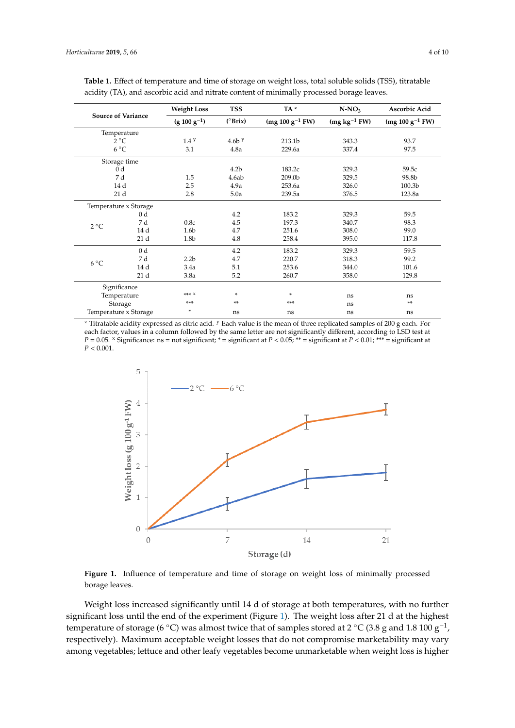**Table 1.** Effect of temperature and time of storage on weight loss, total soluble solids (TSS), titratable acidity (TA), and ascorbic acid and nitrate content of minimally processed borage leaves.

| Source of Variance | | Weight Loss ($g\ 100\ g^{-1}$) | TSS (°Brix) | TA [z] ($mg\ 100\ g^{-1}$ FW) | $N\text{-}NO_3$ ($mg\ kg^{-1}$ FW) | Ascorbic Acid ($mg\ 100\ g^{-1}$ FW) |
|---|---|---|---|---|---|---|
| Temperature | | | | | | |
| 2 °C | | 1.4 [y] | 4.6b [y] | 213.1b | 343.3 | 93.7 |
| 6 °C | | 3.1 | 4.8a | 229.6a | 337.4 | 97.5 |
| Storage time | | | | | | |
| 0 d | | | 4.2b | 183.2c | 329.3 | 59.5c |
| 7 d | | 1.5 | 4.6ab | 209.0b | 329.5 | 98.8b |
| 14 d | | 2.5 | 4.9a | 253.6a | 326.0 | 100.3b |
| 21 d | | 2.8 | 5.0a | 239.5a | 376.5 | 123.8a |
| Temperature x Storage | | | | | | |
| 2 °C | 0 d | | 4.2 | 183.2 | 329.3 | 59.5 |
| | 7 d | 0.8c | 4.5 | 197.3 | 340.7 | 98.3 |
| | 14 d | 1.6b | 4.7 | 251.6 | 308.0 | 99.0 |
| | 21 d | 1.8b | 4.8 | 258.4 | 395.0 | 117.8 |
| 6 °C | 0 d | | 4.2 | 183.2 | 329.3 | 59.5 |
| | 7 d | 2.2b | 4.7 | 220.7 | 318.3 | 99.2 |
| | 14 d | 3.4a | 5.1 | 253.6 | 344.0 | 101.6 |
| | 21 d | 3.8a | 5.2 | 260.7 | 358.0 | 129.8 |
| Significance | | | | | | |
| Temperature | | *** [x] | * | * | ns | ns |
| Storage | | *** | ** | *** | ns | ** |
| Temperature x Storage | | * | ns | ns | ns | ns |

[z] Titratable acidity expressed as citric acid. [y] Each value is the mean of three replicated samples of 200 g each. For each factor, values in a column followed by the same letter are not significantly different, according to LSD test at $P = 0.05$. [x] Significance: ns = not significant; * = significant at $P < 0.05$; ** = significant at $P < 0.01$; *** = significant at $P < 0.001$.

**Figure 1.** Influence of temperature and time of storage on weight loss of minimally processed borage leaves.

Weight loss increased significantly until 14 d of storage at both temperatures, with no further significant loss until the end of the experiment (Figure 1). The weight loss after 21 d at the highest temperature of storage (6 °C) was almost twice that of samples stored at 2 °C (3.8 g and 1.8 100 $g^{-1}$, respectively). Maximum acceptable weight losses that do not compromise marketability may vary among vegetables; lettuce and other leafy vegetables become unmarketable when weight loss is higher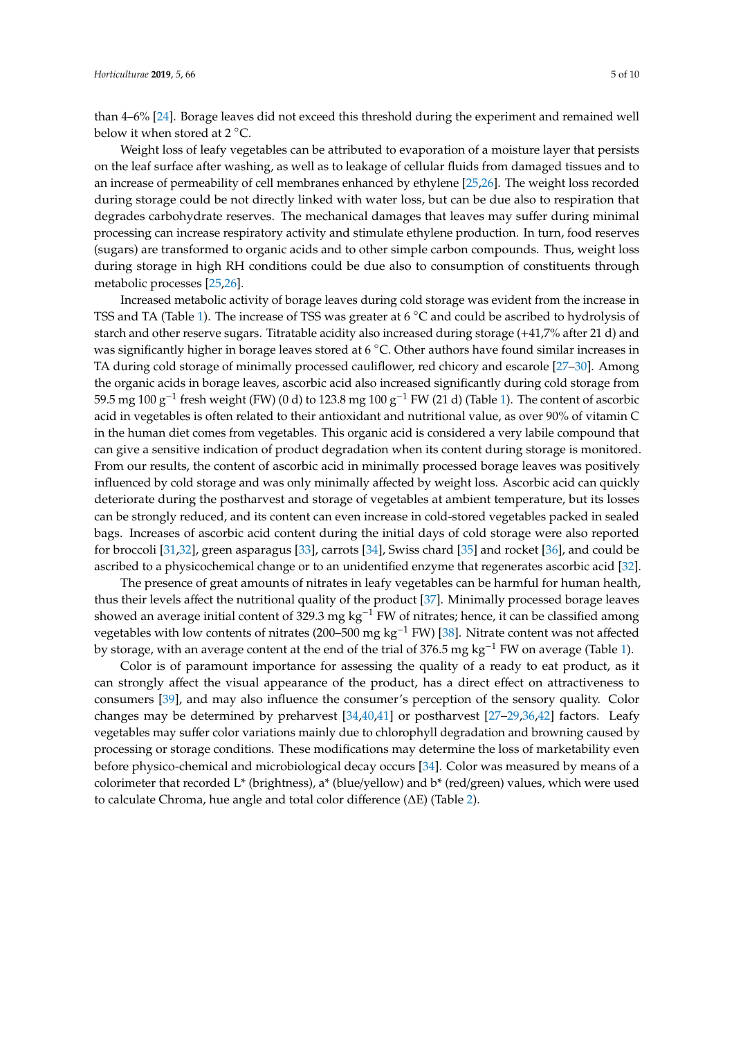than 4–6% [24]. Borage leaves did not exceed this threshold during the experiment and remained well below it when stored at 2 °C.

Weight loss of leafy vegetables can be attributed to evaporation of a moisture layer that persists on the leaf surface after washing, as well as to leakage of cellular fluids from damaged tissues and to an increase of permeability of cell membranes enhanced by ethylene [25,26]. The weight loss recorded during storage could be not directly linked with water loss, but can be due also to respiration that degrades carbohydrate reserves. The mechanical damages that leaves may suffer during minimal processing can increase respiratory activity and stimulate ethylene production. In turn, food reserves (sugars) are transformed to organic acids and to other simple carbon compounds. Thus, weight loss during storage in high RH conditions could be due also to consumption of constituents through metabolic processes [25,26].

Increased metabolic activity of borage leaves during cold storage was evident from the increase in TSS and TA (Table 1). The increase of TSS was greater at 6 °C and could be ascribed to hydrolysis of starch and other reserve sugars. Titratable acidity also increased during storage (+41,7% after 21 d) and was significantly higher in borage leaves stored at 6 °C. Other authors have found similar increases in TA during cold storage of minimally processed cauliflower, red chicory and escarole [27–30]. Among the organic acids in borage leaves, ascorbic acid also increased significantly during cold storage from 59.5 mg 100 $g^{-1}$ fresh weight (FW) (0 d) to 123.8 mg 100 $g^{-1}$ FW (21 d) (Table 1). The content of ascorbic acid in vegetables is often related to their antioxidant and nutritional value, as over 90% of vitamin C in the human diet comes from vegetables. This organic acid is considered a very labile compound that can give a sensitive indication of product degradation when its content during storage is monitored. From our results, the content of ascorbic acid in minimally processed borage leaves was positively influenced by cold storage and was only minimally affected by weight loss. Ascorbic acid can quickly deteriorate during the postharvest and storage of vegetables at ambient temperature, but its losses can be strongly reduced, and its content can even increase in cold-stored vegetables packed in sealed bags. Increases of ascorbic acid content during the initial days of cold storage were also reported for broccoli [31,32], green asparagus [33], carrots [34], Swiss chard [35] and rocket [36], and could be ascribed to a physicochemical change or to an unidentified enzyme that regenerates ascorbic acid [32].

The presence of great amounts of nitrates in leafy vegetables can be harmful for human health, thus their levels affect the nutritional quality of the product [37]. Minimally processed borage leaves showed an average initial content of 329.3 mg $kg^{-1}$ FW of nitrates; hence, it can be classified among vegetables with low contents of nitrates (200–500 mg $kg^{-1}$ FW) [38]. Nitrate content was not affected by storage, with an average content at the end of the trial of 376.5 mg $kg^{-1}$ FW on average (Table 1).

Color is of paramount importance for assessing the quality of a ready to eat product, as it can strongly affect the visual appearance of the product, has a direct effect on attractiveness to consumers [39], and may also influence the consumer's perception of the sensory quality. Color changes may be determined by preharvest [34,40,41] or postharvest [27–29,36,42] factors. Leafy vegetables may suffer color variations mainly due to chlorophyll degradation and browning caused by processing or storage conditions. These modifications may determine the loss of marketability even before physico-chemical and microbiological decay occurs [34]. Color was measured by means of a colorimeter that recorded L* (brightness), a* (blue/yellow) and b* (red/green) values, which were used to calculate Chroma, hue angle and total color difference (ΔE) (Table 2).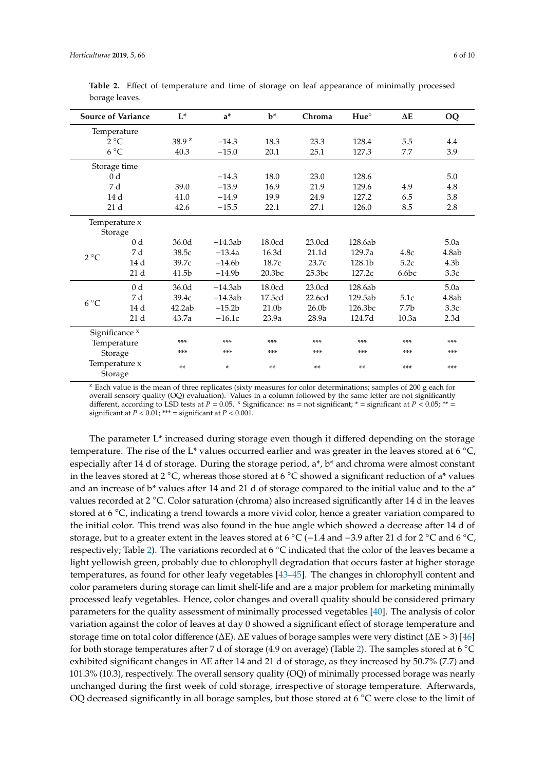**Table 2.** Effect of temperature and time of storage on leaf appearance of minimally processed borage leaves.

| Source of Variance | | L* | a* | b* | Chroma | Hue° | ΔE | OQ |
|---|---|---|---|---|---|---|---|---|
| Temperature | | | | | | | | |
| 2 °C | | 38.9 [z] | −14.3 | 18.3 | 23.3 | 128.4 | 5.5 | 4.4 |
| 6 °C | | 40.3 | −15.0 | 20.1 | 25.1 | 127.3 | 7.7 | 3.9 |
| Storage time | | | | | | | | |
| 0 d | | | −14.3 | 18.0 | 23.0 | 128.6 | | 5.0 |
| 7 d | | 39.0 | −13.9 | 16.9 | 21.9 | 129.6 | 4.9 | 4.8 |
| 14 d | | 41.0 | −14.9 | 19.9 | 24.9 | 127.2 | 6.5 | 3.8 |
| 21 d | | 42.6 | −15.5 | 22.1 | 27.1 | 126.0 | 8.5 | 2.8 |
| Temperature x Storage | | | | | | | | |
| 2 °C | 0 d | 36.0d | −14.3ab | 18.0cd | 23.0cd | 128.6ab | | 5.0a |
| | 7 d | 38.5c | −13.4a | 16.3d | 21.1d | 129.7a | 4.8c | 4.8ab |
| | 14 d | 39.7c | −14.6b | 18.7c | 23.7c | 128.1b | 5.2c | 4.3b |
| | 21 d | 41.5b | −14.9b | 20.3bc | 25.3bc | 127.2c | 6.6bc | 3.3c |
| 6 °C | 0 d | 36.0d | −14.3ab | 18.0cd | 23.0cd | 128.6ab | | 5.0a |
| | 7 d | 39.4c | −14.3ab | 17.5cd | 22.6cd | 129.5ab | 5.1c | 4.8ab |
| | 14 d | 42.2ab | −15.2b | 21.0b | 26.0b | 126.3bc | 7.7b | 3.3c |
| | 21 d | 43.7a | −16.1c | 23.9a | 28.9a | 124.7d | 10.3a | 2.3d |
| Significance [x] | | | | | | | | |
| Temperature | | *** | *** | *** | *** | *** | *** | *** |
| Storage | | *** | *** | *** | *** | *** | *** | *** |
| Temperature x Storage | | ** | * | ** | ** | ** | *** | *** |

[z] Each value is the mean of three replicates (sixty measures for color determinations; samples of 200 g each for overall sensory quality (OQ) evaluation). Values in a column followed by the same letter are not significantly different, according to LSD tests at $P = 0.05$. [x] Significance: ns = not significant; * = significant at $P < 0.05$; ** = significant at $P < 0.01$; *** = significant at $P < 0.001$.

The parameter L* increased during storage even though it differed depending on the storage temperature. The rise of the L* values occurred earlier and was greater in the leaves stored at 6 °C, especially after 14 d of storage. During the storage period, a*, b* and chroma were almost constant in the leaves stored at 2 °C, whereas those stored at 6 °C showed a significant reduction of a* values and an increase of b* values after 14 and 21 d of storage compared to the initial value and to the a* values recorded at 2 °C. Color saturation (chroma) also increased significantly after 14 d in the leaves stored at 6 °C, indicating a trend towards a more vivid color, hence a greater variation compared to the initial color. This trend was also found in the hue angle which showed a decrease after 14 d of storage, but to a greater extent in the leaves stored at 6 °C (−1.4 and −3.9 after 21 d for 2 °C and 6 °C, respectively; Table 2). The variations recorded at 6 °C indicated that the color of the leaves became a light yellowish green, probably due to chlorophyll degradation that occurs faster at higher storage temperatures, as found for other leafy vegetables [43–45]. The changes in chlorophyll content and color parameters during storage can limit shelf-life and are a major problem for marketing minimally processed leafy vegetables. Hence, color changes and overall quality should be considered primary parameters for the quality assessment of minimally processed vegetables [40]. The analysis of color variation against the color of leaves at day 0 showed a significant effect of storage temperature and storage time on total color difference (ΔE). ΔE values of borage samples were very distinct (ΔE > 3) [46] for both storage temperatures after 7 d of storage (4.9 on average) (Table 2). The samples stored at 6 °C exhibited significant changes in ΔE after 14 and 21 d of storage, as they increased by 50.7% (7.7) and 101.3% (10.3), respectively. The overall sensory quality (OQ) of minimally processed borage was nearly unchanged during the first week of cold storage, irrespective of storage temperature. Afterwards, OQ decreased significantly in all borage samples, but those stored at 6 °C were close to the limit of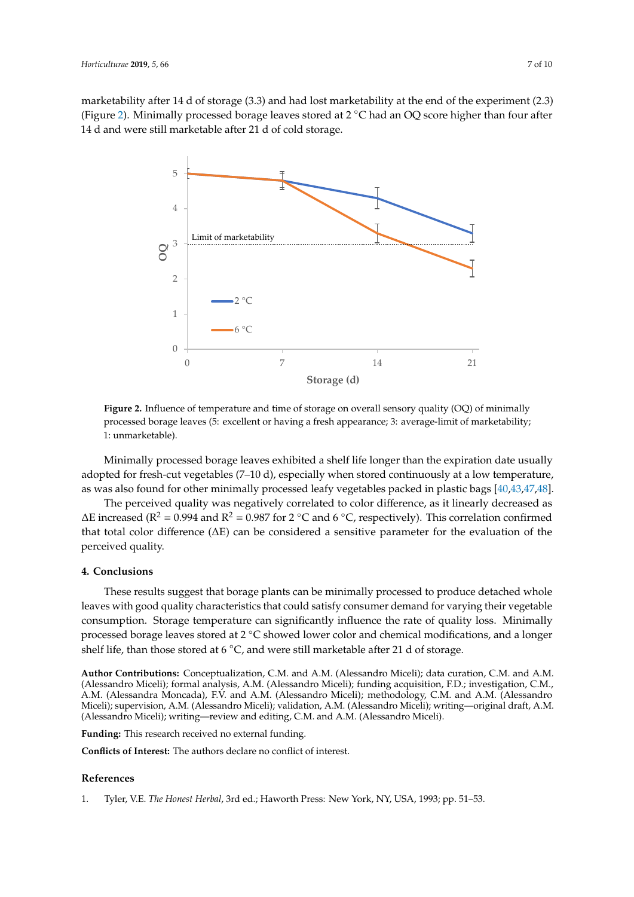marketability after 14 d of storage (3.3) and had lost marketability at the end of the experiment (2.3) (Figure 2). Minimally processed borage leaves stored at 2 °C had an OQ score higher than four after 14 d and were still marketable after 21 d of cold storage.

**Figure 2.** Influence of temperature and time of storage on overall sensory quality (OQ) of minimally processed borage leaves (5: excellent or having a fresh appearance; 3: average-limit of marketability; 1: unmarketable).

Minimally processed borage leaves exhibited a shelf life longer than the expiration date usually adopted for fresh-cut vegetables (7–10 d), especially when stored continuously at a low temperature, as was also found for other minimally processed leafy vegetables packed in plastic bags [40,43,47,48].

The perceived quality was negatively correlated to color difference, as it linearly decreased as ΔE increased ($R^2$ = 0.994 and $R^2$ = 0.987 for 2 °C and 6 °C, respectively). This correlation confirmed that total color difference (ΔE) can be considered a sensitive parameter for the evaluation of the perceived quality.

## 4. Conclusions

These results suggest that borage plants can be minimally processed to produce detached whole leaves with good quality characteristics that could satisfy consumer demand for varying their vegetable consumption. Storage temperature can significantly influence the rate of quality loss. Minimally processed borage leaves stored at 2 °C showed lower color and chemical modifications, and a longer shelf life, than those stored at 6 °C, and were still marketable after 21 d of storage.

**Author Contributions:** Conceptualization, C.M. and A.M. (Alessandro Miceli); data curation, C.M. and A.M. (Alessandro Miceli); formal analysis, A.M. (Alessandro Miceli); funding acquisition, F.D.; investigation, C.M., A.M. (Alessandra Moncada), F.V. and A.M. (Alessandro Miceli); methodology, C.M. and A.M. (Alessandro Miceli); supervision, A.M. (Alessandro Miceli); validation, A.M. (Alessandro Miceli); writing—original draft, A.M. (Alessandro Miceli); writing—review and editing, C.M. and A.M. (Alessandro Miceli).

**Funding:** This research received no external funding.

**Conflicts of Interest:** The authors declare no conflict of interest.

## References

1. Tyler, V.E. *The Honest Herbal*, 3rd ed.; Haworth Press: New York, NY, USA, 1993; pp. 51–53.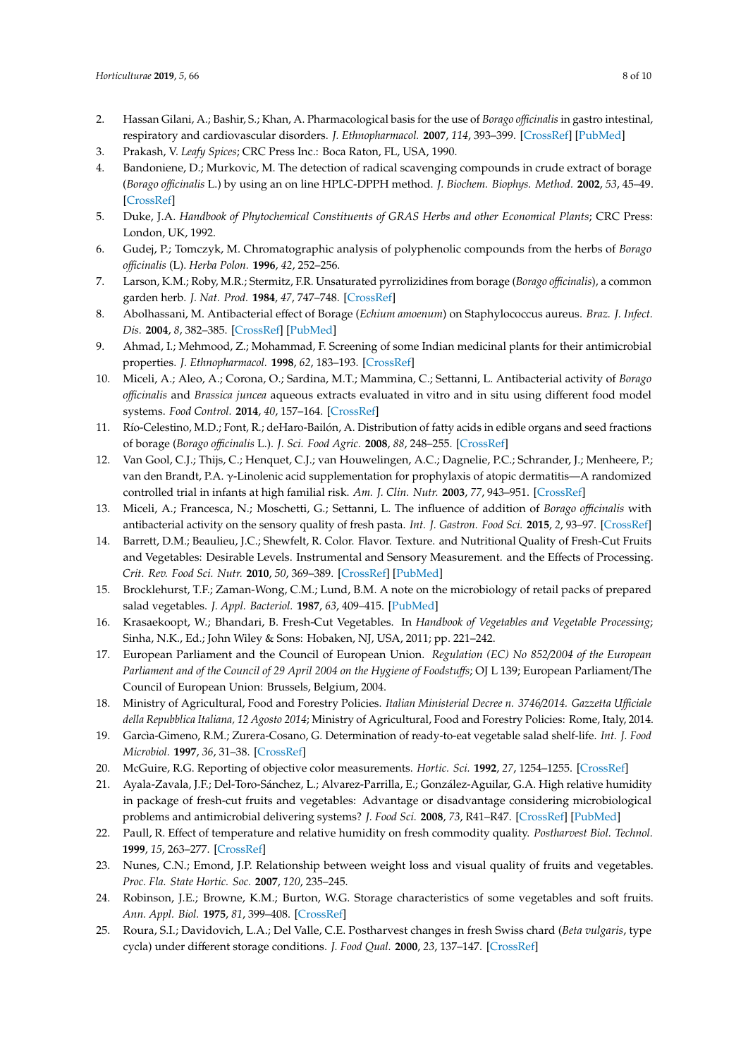2. Hassan Gilani, A.; Bashir, S.; Khan, A. Pharmacological basis for the use of *Borago officinalis* in gastro intestinal, respiratory and cardiovascular disorders. *J. Ethnopharmacol.* **2007**, *114*, 393–399. [CrossRef] [PubMed]
3. Prakash, V. *Leafy Spices*; CRC Press Inc.: Boca Raton, FL, USA, 1990.
4. Bandoniene, D.; Murkovic, M. The detection of radical scavenging compounds in crude extract of borage (*Borago officinalis* L.) by using an on line HPLC-DPPH method. *J. Biochem. Biophys. Method.* **2002**, *53*, 45–49. [CrossRef]
5. Duke, J.A. *Handbook of Phytochemical Constituents of GRAS Herbs and other Economical Plants*; CRC Press: London, UK, 1992.
6. Gudej, P.; Tomczyk, M. Chromatographic analysis of polyphenolic compounds from the herbs of *Borago officinalis* (L). *Herba Polon.* **1996**, *42*, 252–256.
7. Larson, K.M.; Roby, M.R.; Stermitz, F.R. Unsaturated pyrrolizidines from borage (*Borago officinalis*), a common garden herb. *J. Nat. Prod.* **1984**, *47*, 747–748. [CrossRef]
8. Abolhassani, M. Antibacterial effect of Borage (*Echium amoenum*) on Staphylococcus aureus. *Braz. J. Infect. Dis.* **2004**, *8*, 382–385. [CrossRef] [PubMed]
9. Ahmad, I.; Mehmood, Z.; Mohammad, F. Screening of some Indian medicinal plants for their antimicrobial properties. *J. Ethnopharmacol.* **1998**, *62*, 183–193. [CrossRef]
10. Miceli, A.; Aleo, A.; Corona, O.; Sardina, M.T.; Mammina, C.; Settanni, L. Antibacterial activity of *Borago officinalis* and *Brassica juncea* aqueous extracts evaluated in vitro and in situ using different food model systems. *Food Control.* **2014**, *40*, 157–164. [CrossRef]
11. Río-Celestino, M.D.; Font, R.; deHaro-Bailón, A. Distribution of fatty acids in edible organs and seed fractions of borage (*Borago officinalis* L.). *J. Sci. Food Agric.* **2008**, *88*, 248–255. [CrossRef]
12. Van Gool, C.J.; Thijs, C.; Henquet, C.J.; van Houwelingen, A.C.; Dagnelie, P.C.; Schrander, J.; Menheere, P.; van den Brandt, P.A. γ-Linolenic acid supplementation for prophylaxis of atopic dermatitis—A randomized controlled trial in infants at high familial risk. *Am. J. Clin. Nutr.* **2003**, *77*, 943–951. [CrossRef]
13. Miceli, A.; Francesca, N.; Moschetti, G.; Settanni, L. The influence of addition of *Borago officinalis* with antibacterial activity on the sensory quality of fresh pasta. *Int. J. Gastron. Food Sci.* **2015**, *2*, 93–97. [CrossRef]
14. Barrett, D.M.; Beaulieu, J.C.; Shewfelt, R. Color. Flavor. Texture. and Nutritional Quality of Fresh-Cut Fruits and Vegetables: Desirable Levels. Instrumental and Sensory Measurement. and the Effects of Processing. *Crit. Rev. Food Sci. Nutr.* **2010**, *50*, 369–389. [CrossRef] [PubMed]
15. Brocklehurst, T.F.; Zaman-Wong, C.M.; Lund, B.M. A note on the microbiology of retail packs of prepared salad vegetables. *J. Appl. Bacteriol.* **1987**, *63*, 409–415. [PubMed]
16. Krasaekoopt, W.; Bhandari, B. Fresh-Cut Vegetables. In *Handbook of Vegetables and Vegetable Processing*; Sinha, N.K., Ed.; John Wiley & Sons: Hobaken, NJ, USA, 2011; pp. 221–242.
17. European Parliament and the Council of European Union. *Regulation (EC) No 852/2004 of the European Parliament and of the Council of 29 April 2004 on the Hygiene of Foodstuffs*; OJ L 139; European Parliament/The Council of European Union: Brussels, Belgium, 2004.
18. Ministry of Agricultural, Food and Forestry Policies. *Italian Ministerial Decree n. 3746/2014. Gazzetta Ufficiale della Repubblica Italiana, 12 Agosto 2014*; Ministry of Agricultural, Food and Forestry Policies: Rome, Italy, 2014.
19. Garcìa-Gimeno, R.M.; Zurera-Cosano, G. Determination of ready-to-eat vegetable salad shelf-life. *Int. J. Food Microbiol.* **1997**, *36*, 31–38. [CrossRef]
20. McGuire, R.G. Reporting of objective color measurements. *Hortic. Sci.* **1992**, *27*, 1254–1255. [CrossRef]
21. Ayala-Zavala, J.F.; Del-Toro-Sánchez, L.; Alvarez-Parrilla, E.; González-Aguilar, G.A. High relative humidity in package of fresh-cut fruits and vegetables: Advantage or disadvantage considering microbiological problems and antimicrobial delivering systems? *J. Food Sci.* **2008**, *73*, R41–R47. [CrossRef] [PubMed]
22. Paull, R. Effect of temperature and relative humidity on fresh commodity quality. *Postharvest Biol. Technol.* **1999**, *15*, 263–277. [CrossRef]
23. Nunes, C.N.; Emond, J.P. Relationship between weight loss and visual quality of fruits and vegetables. *Proc. Fla. State Hortic. Soc.* **2007**, *120*, 235–245.
24. Robinson, J.E.; Browne, K.M.; Burton, W.G. Storage characteristics of some vegetables and soft fruits. *Ann. Appl. Biol.* **1975**, *81*, 399–408. [CrossRef]
25. Roura, S.I.; Davidovich, L.A.; Del Valle, C.E. Postharvest changes in fresh Swiss chard (*Beta vulgaris*, type cycla) under different storage conditions. *J. Food Qual.* **2000**, *23*, 137–147. [CrossRef]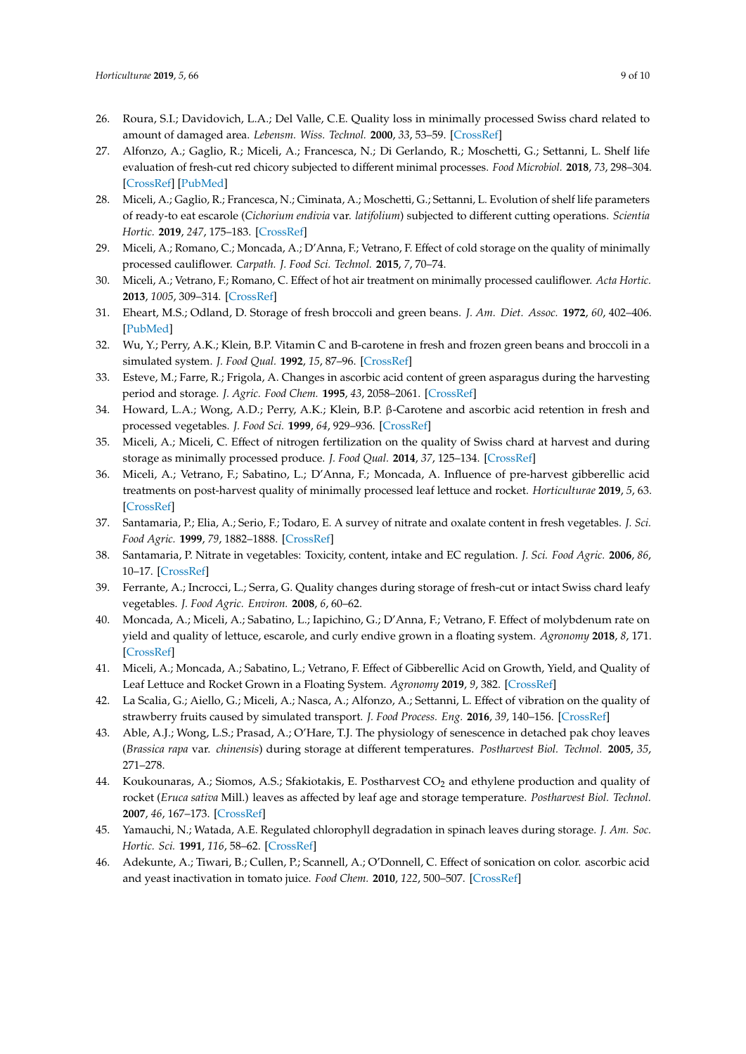26. Roura, S.I.; Davidovich, L.A.; Del Valle, C.E. Quality loss in minimally processed Swiss chard related to amount of damaged area. *Lebensm. Wiss. Technol.* **2000**, *33*, 53–59. [CrossRef]
27. Alfonzo, A.; Gaglio, R.; Miceli, A.; Francesca, N.; Di Gerlando, R.; Moschetti, G.; Settanni, L. Shelf life evaluation of fresh-cut red chicory subjected to different minimal processes. *Food Microbiol.* **2018**, *73*, 298–304. [CrossRef] [PubMed]
28. Miceli, A.; Gaglio, R.; Francesca, N.; Ciminata, A.; Moschetti, G.; Settanni, L. Evolution of shelf life parameters of ready-to eat escarole (*Cichorium endivia* var. *latifolium*) subjected to different cutting operations. *Scientia Hortic.* **2019**, *247*, 175–183. [CrossRef]
29. Miceli, A.; Romano, C.; Moncada, A.; D'Anna, F.; Vetrano, F. Effect of cold storage on the quality of minimally processed cauliflower. *Carpath. J. Food Sci. Technol.* **2015**, *7*, 70–74.
30. Miceli, A.; Vetrano, F.; Romano, C. Effect of hot air treatment on minimally processed cauliflower. *Acta Hortic.* **2013**, *1005*, 309–314. [CrossRef]
31. Eheart, M.S.; Odland, D. Storage of fresh broccoli and green beans. *J. Am. Diet. Assoc.* **1972**, *60*, 402–406. [PubMed]
32. Wu, Y.; Perry, A.K.; Klein, B.P. Vitamin C and B-carotene in fresh and frozen green beans and broccoli in a simulated system. *J. Food Qual.* **1992**, *15*, 87–96. [CrossRef]
33. Esteve, M.; Farre, R.; Frigola, A. Changes in ascorbic acid content of green asparagus during the harvesting period and storage. *J. Agric. Food Chem.* **1995**, *43*, 2058–2061. [CrossRef]
34. Howard, L.A.; Wong, A.D.; Perry, A.K.; Klein, B.P. β-Carotene and ascorbic acid retention in fresh and processed vegetables. *J. Food Sci.* **1999**, *64*, 929–936. [CrossRef]
35. Miceli, A.; Miceli, C. Effect of nitrogen fertilization on the quality of Swiss chard at harvest and during storage as minimally processed produce. *J. Food Qual.* **2014**, *37*, 125–134. [CrossRef]
36. Miceli, A.; Vetrano, F.; Sabatino, L.; D'Anna, F.; Moncada, A. Influence of pre-harvest gibberellic acid treatments on post-harvest quality of minimally processed leaf lettuce and rocket. *Horticulturae* **2019**, *5*, 63. [CrossRef]
37. Santamaria, P.; Elia, A.; Serio, F.; Todaro, E. A survey of nitrate and oxalate content in fresh vegetables. *J. Sci. Food Agric.* **1999**, *79*, 1882–1888. [CrossRef]
38. Santamaria, P. Nitrate in vegetables: Toxicity, content, intake and EC regulation. *J. Sci. Food Agric.* **2006**, *86*, 10–17. [CrossRef]
39. Ferrante, A.; Incrocci, L.; Serra, G. Quality changes during storage of fresh-cut or intact Swiss chard leafy vegetables. *J. Food Agric. Environ.* **2008**, *6*, 60–62.
40. Moncada, A.; Miceli, A.; Sabatino, L.; Iapichino, G.; D'Anna, F.; Vetrano, F. Effect of molybdenum rate on yield and quality of lettuce, escarole, and curly endive grown in a floating system. *Agronomy* **2018**, *8*, 171. [CrossRef]
41. Miceli, A.; Moncada, A.; Sabatino, L.; Vetrano, F. Effect of Gibberellic Acid on Growth, Yield, and Quality of Leaf Lettuce and Rocket Grown in a Floating System. *Agronomy* **2019**, *9*, 382. [CrossRef]
42. La Scalia, G.; Aiello, G.; Miceli, A.; Nasca, A.; Alfonzo, A.; Settanni, L. Effect of vibration on the quality of strawberry fruits caused by simulated transport. *J. Food Process. Eng.* **2016**, *39*, 140–156. [CrossRef]
43. Able, A.J.; Wong, L.S.; Prasad, A.; O'Hare, T.J. The physiology of senescence in detached pak choy leaves (*Brassica rapa* var. *chinensis*) during storage at different temperatures. *Postharvest Biol. Technol.* **2005**, *35*, 271–278.
44. Koukounaras, A.; Siomos, A.S.; Sfakiotakis, E. Postharvest $CO_2$ and ethylene production and quality of rocket (*Eruca sativa* Mill.) leaves as affected by leaf age and storage temperature. *Postharvest Biol. Technol.* **2007**, *46*, 167–173. [CrossRef]
45. Yamauchi, N.; Watada, A.E. Regulated chlorophyll degradation in spinach leaves during storage. *J. Am. Soc. Hortic. Sci.* **1991**, *116*, 58–62. [CrossRef]
46. Adekunte, A.; Tiwari, B.; Cullen, P.; Scannell, A.; O'Donnell, C. Effect of sonication on color. ascorbic acid and yeast inactivation in tomato juice. *Food Chem.* **2010**, *122*, 500–507. [CrossRef]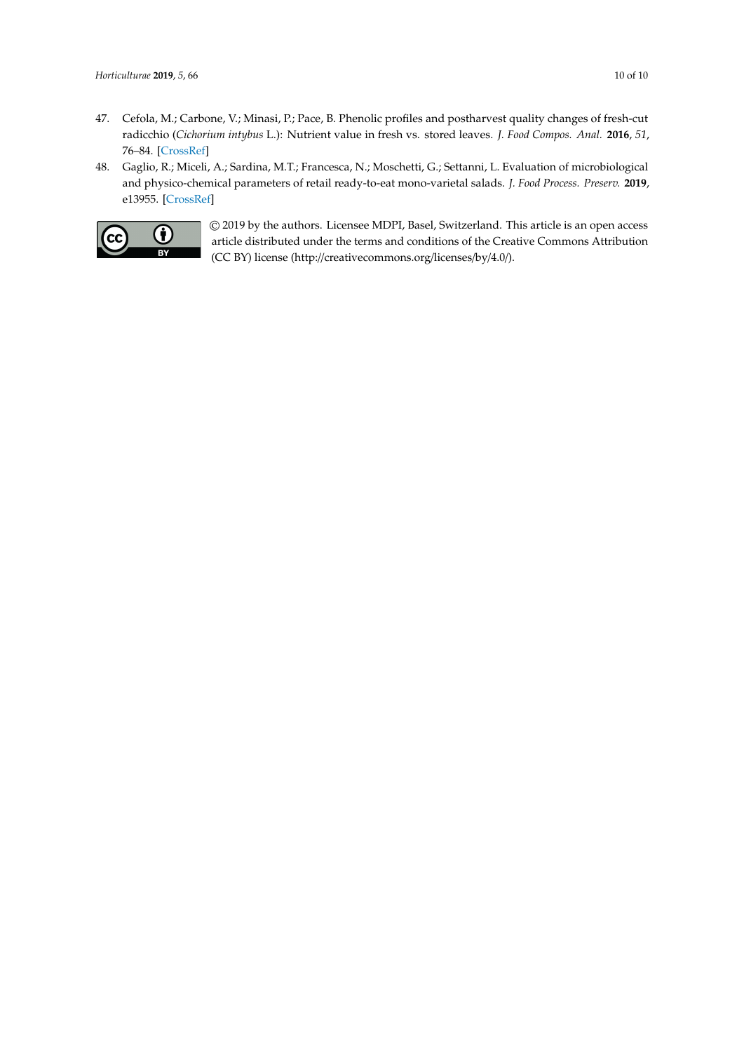47. Cefola, M.; Carbone, V.; Minasi, P.; Pace, B. Phenolic profiles and postharvest quality changes of fresh-cut radicchio (*Cichorium intybus* L.): Nutrient value in fresh vs. stored leaves. *J. Food Compos. Anal.* **2016**, *51*, 76–84. [CrossRef]
48. Gaglio, R.; Miceli, A.; Sardina, M.T.; Francesca, N.; Moschetti, G.; Settanni, L. Evaluation of microbiological and physico-chemical parameters of retail ready-to-eat mono-varietal salads. *J. Food Process. Preserv.* **2019**, e13955. [CrossRef]

© 2019 by the authors. Licensee MDPI, Basel, Switzerland. This article is an open access article distributed under the terms and conditions of the Creative Commons Attribution (CC BY) license (http://creativecommons.org/licenses/by/4.0/).